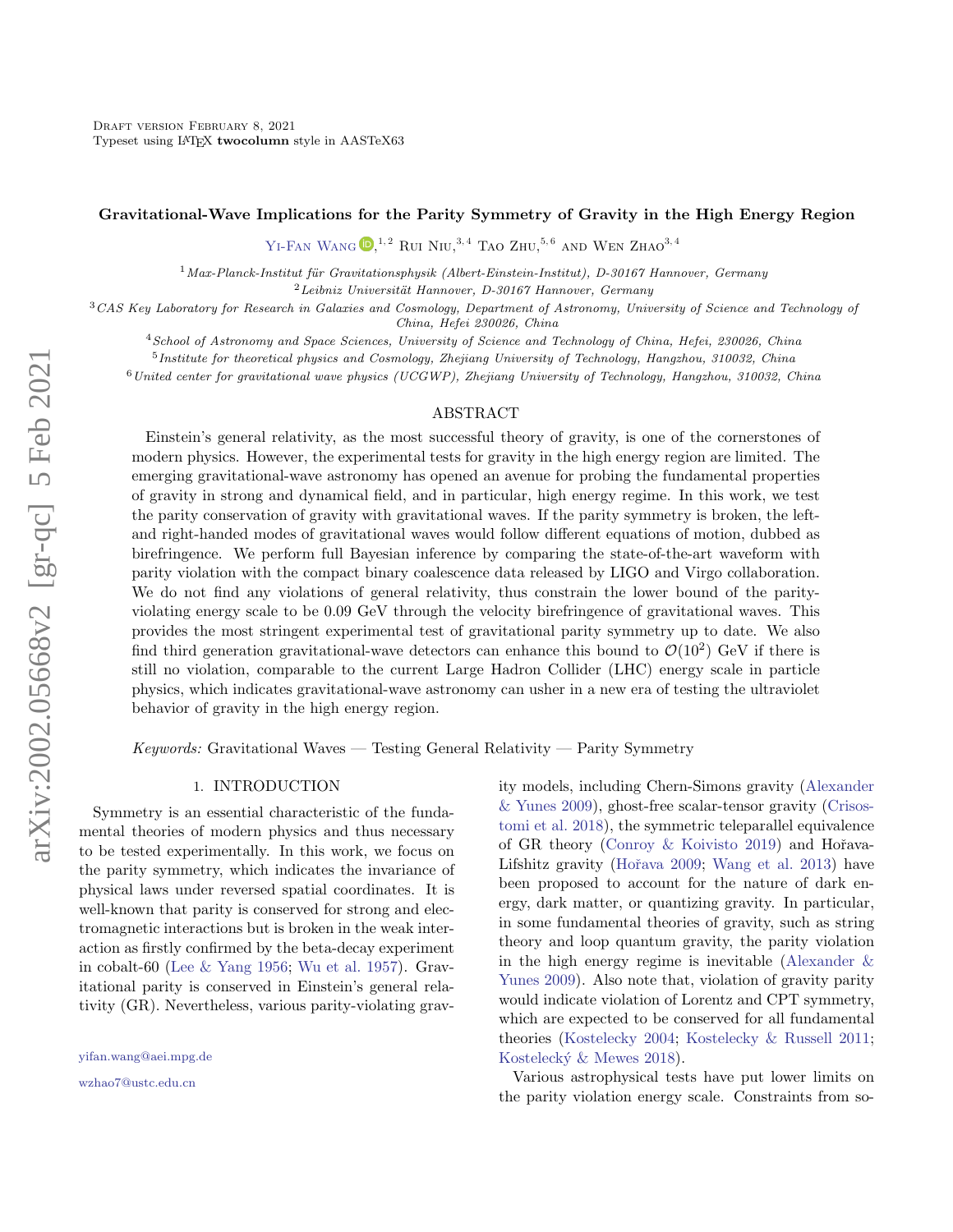Draft version February 8, 2021

Typeset using LATEX **twocolumn** style in AASTeX63

# Gravitational-Wave Implications for the Parity Symmetry of Gravity in the High Energy Region

Yi-Fan Wang,[1,2] Rui Niu,[3,4] Tao Zhu,[5,6] and Wen Zhao[3,4]

[1] *Max-Planck-Institut für Gravitationsphysik (Albert-Einstein-Institut), D-30167 Hannover, Germany*

[2] *Leibniz Universität Hannover, D-30167 Hannover, Germany*

[3] *CAS Key Laboratory for Research in Galaxies and Cosmology, Department of Astronomy, University of Science and Technology of China, Hefei 230026, China*

[4] *School of Astronomy and Space Sciences, University of Science and Technology of China, Hefei, 230026, China*

[5] *Institute for theoretical physics and Cosmology, Zhejiang University of Technology, Hangzhou, 310032, China*

[6] *United center for gravitational wave physics (UCGWP), Zhejiang University of Technology, Hangzhou, 310032, China*

## ABSTRACT

Einstein's general relativity, as the most successful theory of gravity, is one of the cornerstones of modern physics. However, the experimental tests for gravity in the high energy region are limited. The emerging gravitational-wave astronomy has opened an avenue for probing the fundamental properties of gravity in strong and dynamical field, and in particular, high energy regime. In this work, we test the parity conservation of gravity with gravitational waves. If the parity symmetry is broken, the left- and right-handed modes of gravitational waves would follow different equations of motion, dubbed as birefringence. We perform full Bayesian inference by comparing the state-of-the-art waveform with parity violation with the compact binary coalescence data released by LIGO and Virgo collaboration. We do not find any violations of general relativity, thus constrain the lower bound of the parity-violating energy scale to be 0.09 GeV through the velocity birefringence of gravitational waves. This provides the most stringent experimental test of gravitational parity symmetry up to date. We also find third generation gravitational-wave detectors can enhance this bound to $\mathcal{O}(10^2)$ GeV if there is still no violation, comparable to the current Large Hadron Collider (LHC) energy scale in particle physics, which indicates gravitational-wave astronomy can usher in a new era of testing the ultraviolet behavior of gravity in the high energy region.

*Keywords:* Gravitational Waves — Testing General Relativity — Parity Symmetry

## 1. INTRODUCTION

Symmetry is an essential characteristic of the fundamental theories of modern physics and thus necessary to be tested experimentally. In this work, we focus on the parity symmetry, which indicates the invariance of physical laws under reversed spatial coordinates. It is well-known that parity is conserved for strong and electromagnetic interactions but is broken in the weak interaction as firstly confirmed by the beta-decay experiment in cobalt-60 (Lee & Yang 1956; Wu et al. 1957). Gravitational parity is conserved in Einstein's general relativity (GR). Nevertheless, various parity-violating gravity models, including Chern-Simons gravity (Alexander & Yunes 2009), ghost-free scalar-tensor gravity (Crisostomi et al. 2018), the symmetric teleparallel equivalence of GR theory (Conroy & Koivisto 2019) and Hořava-Lifshitz gravity (Hořava 2009; Wang et al. 2013) have been proposed to account for the nature of dark energy, dark matter, or quantizing gravity. In particular, in some fundamental theories of gravity, such as string theory and loop quantum gravity, the parity violation in the high energy regime is inevitable (Alexander & Yunes 2009). Also note that, violation of gravity parity would indicate violation of Lorentz and CPT symmetry, which are expected to be conserved for all fundamental theories (Kostelecky 2004; Kostelecky & Russell 2011; Kostelecký & Mewes 2018).

Various astrophysical tests have put lower limits on the parity violation energy scale. Constraints from so-

yifan.wang@aei.mpg.de

wzhao7@ustc.edu.cn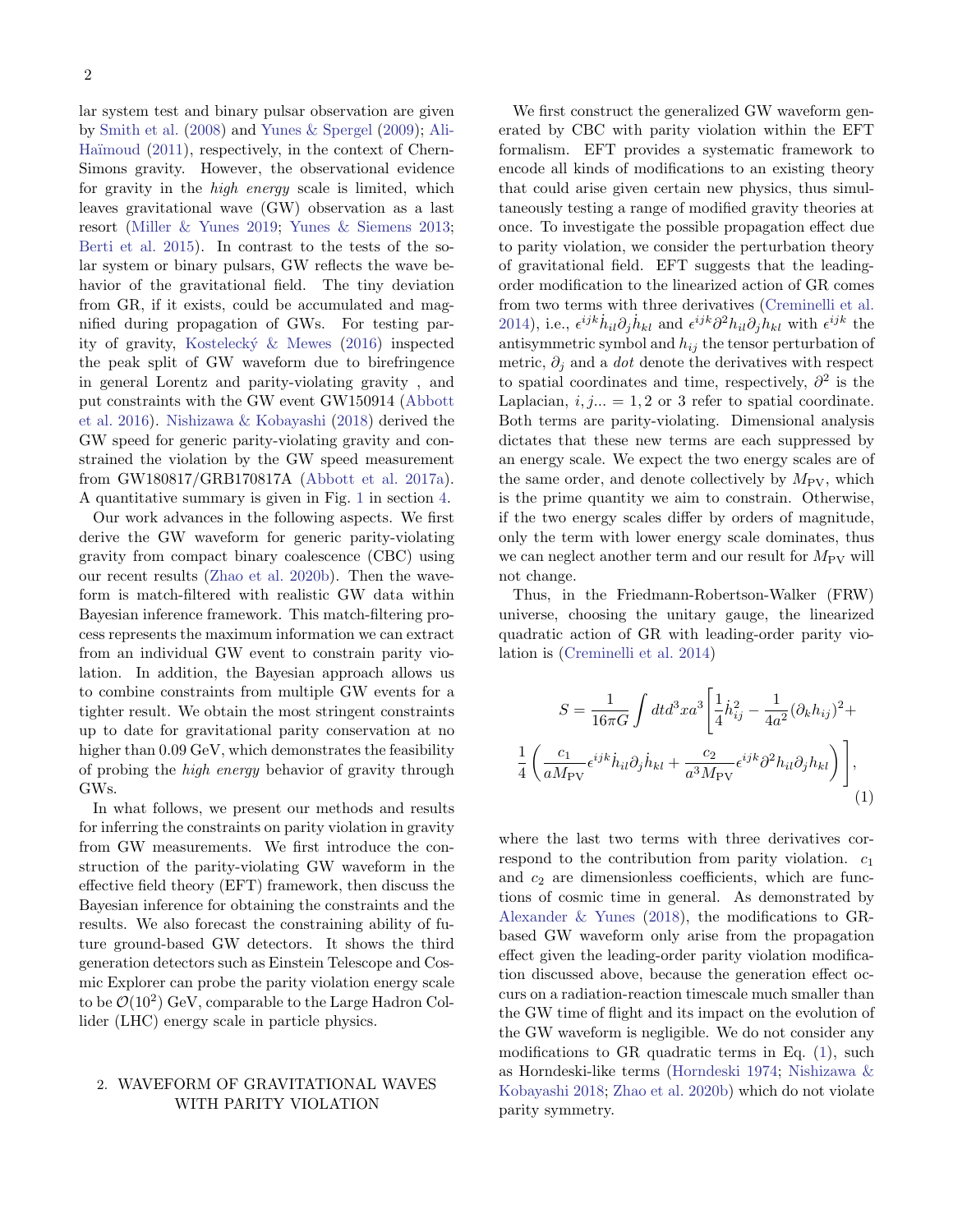lar system test and binary pulsar observation are given by Smith et al. (2008) and Yunes & Spergel (2009); Ali-Haïmoud (2011), respectively, in the context of Chern-Simons gravity. However, the observational evidence for gravity in the *high energy* scale is limited, which leaves gravitational wave (GW) observation as a last resort (Miller & Yunes 2019; Yunes & Siemens 2013; Berti et al. 2015). In contrast to the tests of the solar system or binary pulsars, GW reflects the wave behavior of the gravitational field. The tiny deviation from GR, if it exists, could be accumulated and magnified during propagation of GWs. For testing parity of gravity, Kostelecký & Mewes (2016) inspected the peak split of GW waveform due to birefringence in general Lorentz and parity-violating gravity , and put constraints with the GW event GW150914 (Abbott et al. 2016). Nishizawa & Kobayashi (2018) derived the GW speed for generic parity-violating gravity and constrained the violation by the GW speed measurement from GW180817/GRB170817A (Abbott et al. 2017a). A quantitative summary is given in Fig. 1 in section 4.

Our work advances in the following aspects. We first derive the GW waveform for generic parity-violating gravity from compact binary coalescence (CBC) using our recent results (Zhao et al. 2020b). Then the waveform is match-filtered with realistic GW data within Bayesian inference framework. This match-filtering process represents the maximum information we can extract from an individual GW event to constrain parity violation. In addition, the Bayesian approach allows us to combine constraints from multiple GW events for a tighter result. We obtain the most stringent constraints up to date for gravitational parity conservation at no higher than 0.09 GeV, which demonstrates the feasibility of probing the *high energy* behavior of gravity through GWs.

In what follows, we present our methods and results for inferring the constraints on parity violation in gravity from GW measurements. We first introduce the construction of the parity-violating GW waveform in the effective field theory (EFT) framework, then discuss the Bayesian inference for obtaining the constraints and the results. We also forecast the constraining ability of future ground-based GW detectors. It shows the third generation detectors such as Einstein Telescope and Cosmic Explorer can probe the parity violation energy scale to be $\mathcal{O}(10^2)$ GeV, comparable to the Large Hadron Collider (LHC) energy scale in particle physics.

## 2. WAVEFORM OF GRAVITATIONAL WAVES WITH PARITY VIOLATION

We first construct the generalized GW waveform generated by CBC with parity violation within the EFT formalism. EFT provides a systematic framework to encode all kinds of modifications to an existing theory that could arise given certain new physics, thus simultaneously testing a range of modified gravity theories at once. To investigate the possible propagation effect due to parity violation, we consider the perturbation theory of gravitational field. EFT suggests that the leading-order modification to the linearized action of GR comes from two terms with three derivatives (Creminelli et al. 2014), i.e., $\epsilon^{ijk}\dot{h}_{il}\partial_j\dot{h}_{kl}$ and $\epsilon^{ijk}\partial^2 h_{il}\partial_j h_{kl}$ with $\epsilon^{ijk}$ the antisymmetric symbol and $h_{ij}$ the tensor perturbation of metric, $\partial_j$ and a *dot* denote the derivatives with respect to spatial coordinates and time, respectively, $\partial^2$ is the Laplacian, $i, j... = 1, 2$ or 3 refer to spatial coordinate. Both terms are parity-violating. Dimensional analysis dictates that these new terms are each suppressed by an energy scale. We expect the two energy scales are of the same order, and denote collectively by $M_{\rm PV}$, which is the prime quantity we aim to constrain. Otherwise, if the two energy scales differ by orders of magnitude, only the term with lower energy scale dominates, thus we can neglect another term and our result for $M_{\rm PV}$ will not change.

Thus, in the Friedmann-Robertson-Walker (FRW) universe, choosing the unitary gauge, the linearized quadratic action of GR with leading-order parity violation is (Creminelli et al. 2014)

$$S = \frac{1}{16\pi G}\int dt d^3x a^3 \left[\frac{1}{4}\dot{h}_{ij}^2 - \frac{1}{4a^2}(\partial_k h_{ij})^2 + \frac{1}{4}\left(\frac{c_1}{aM_{\rm PV}}\epsilon^{ijk}\dot{h}_{il}\partial_j\dot{h}_{kl} + \frac{c_2}{a^3 M_{\rm PV}}\epsilon^{ijk}\partial^2 h_{il}\partial_j h_{kl}\right)\right], \tag{1}$$

where the last two terms with three derivatives correspond to the contribution from parity violation. $c_1$ and $c_2$ are dimensionless coefficients, which are functions of cosmic time in general. As demonstrated by Alexander & Yunes (2018), the modifications to GR-based GW waveform only arise from the propagation effect given the leading-order parity violation modification discussed above, because the generation effect occurs on a radiation-reaction timescale much smaller than the GW time of flight and its impact on the evolution of the GW waveform is negligible. We do not consider any modifications to GR quadratic terms in Eq. (1), such as Horndeski-like terms (Horndeski 1974; Nishizawa & Kobayashi 2018; Zhao et al. 2020b) which do not violate parity symmetry.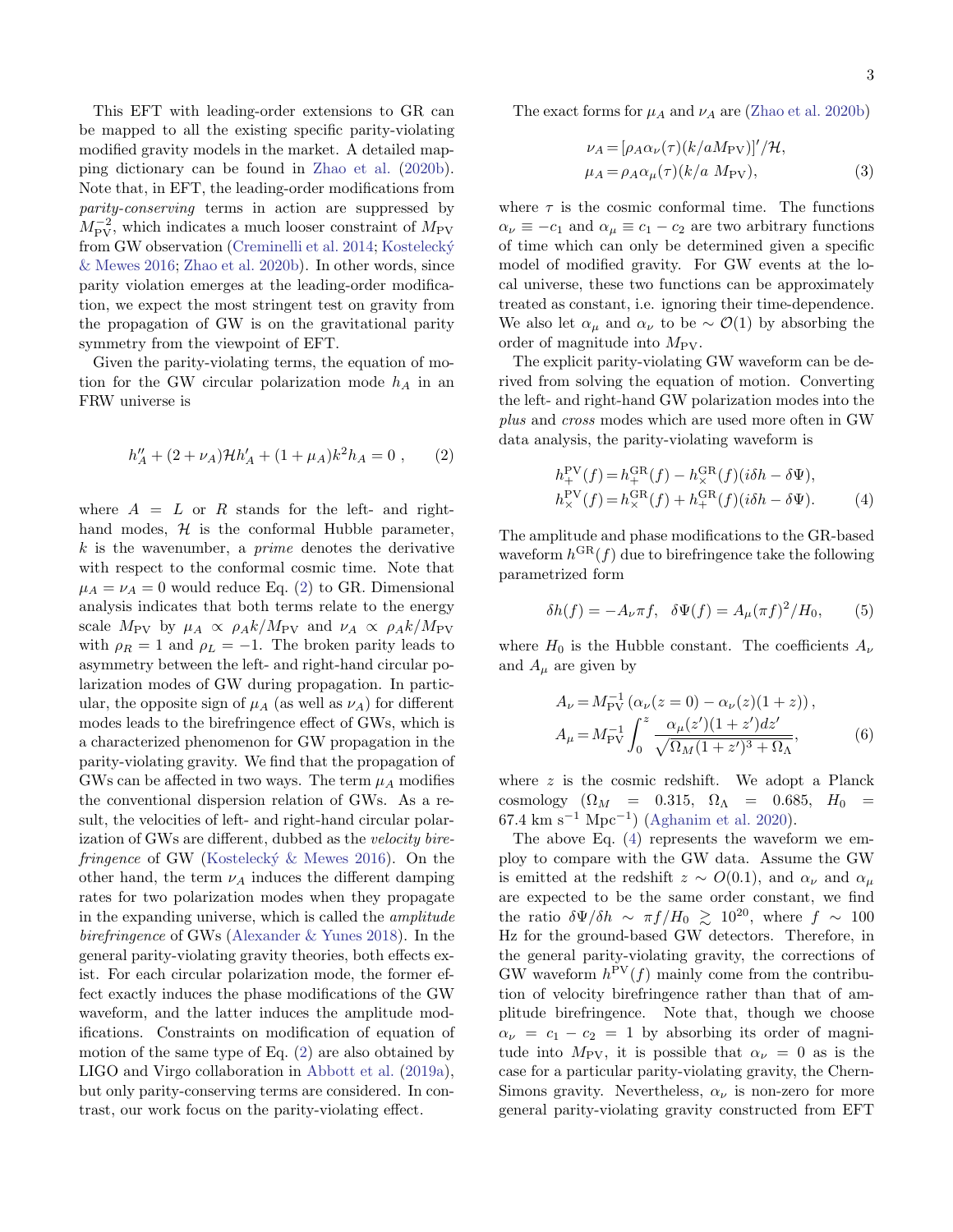This EFT with leading-order extensions to GR can be mapped to all the existing specific parity-violating modified gravity models in the market. A detailed mapping dictionary can be found in Zhao et al. (2020b). Note that, in EFT, the leading-order modifications from *parity-conserving* terms in action are suppressed by $M_{\rm PV}^{-2}$, which indicates a much looser constraint of $M_{\rm PV}$ from GW observation (Creminelli et al. 2014; Kostelecký & Mewes 2016; Zhao et al. 2020b). In other words, since parity violation emerges at the leading-order modification, we expect the most stringent test on gravity from the propagation of GW is on the gravitational parity symmetry from the viewpoint of EFT.

Given the parity-violating terms, the equation of motion for the GW circular polarization mode $h_A$ in an FRW universe is

$$h_A'' + (2+\nu_A)\mathcal{H}h_A' + (1+\mu_A)k^2 h_A = 0 \ , \qquad (2)$$

where $A = L$ or $R$ stands for the left- and right-hand modes, $\mathcal{H}$ is the conformal Hubble parameter, $k$ is the wavenumber, a *prime* denotes the derivative with respect to the conformal cosmic time. Note that $\mu_A = \nu_A = 0$ would reduce Eq. (2) to GR. Dimensional analysis indicates that both terms relate to the energy scale $M_{\rm PV}$ by $\mu_A \propto \rho_A k/M_{\rm PV}$ and $\nu_A \propto \rho_A k/M_{\rm PV}$ with $\rho_R = 1$ and $\rho_L = -1$. The broken parity leads to asymmetry between the left- and right-hand circular polarization modes of GW during propagation. In particular, the opposite sign of $\mu_A$ (as well as $\nu_A$) for different modes leads to the birefringence effect of GWs, which is a characterized phenomenon for GW propagation in the parity-violating gravity. We find that the propagation of GWs can be affected in two ways. The term $\mu_A$ modifies the conventional dispersion relation of GWs. As a result, the velocities of left- and right-hand circular polarization of GWs are different, dubbed as the *velocity birefringence* of GW (Kostelecký & Mewes 2016). On the other hand, the term $\nu_A$ induces the different damping rates for two polarization modes when they propagate in the expanding universe, which is called the *amplitude birefringence* of GWs (Alexander & Yunes 2018). In the general parity-violating gravity theories, both effects exist. For each circular polarization mode, the former effect exactly induces the phase modifications of the GW waveform, and the latter induces the amplitude modifications. Constraints on modification of equation of motion of the same type of Eq. (2) are also obtained by LIGO and Virgo collaboration in Abbott et al. (2019a), but only parity-conserving terms are considered. In contrast, our work focus on the parity-violating effect.

The exact forms for $\mu_A$ and $\nu_A$ are (Zhao et al. 2020b)

$$\begin{aligned}\nu_A &= [\rho_A \alpha_\nu(\tau)(k/aM_{\rm PV})]'/\mathcal{H}, \\ \mu_A &= \rho_A \alpha_\mu(\tau)(k/a\ M_{\rm PV}),\end{aligned} \qquad (3)$$

where $\tau$ is the cosmic conformal time. The functions $\alpha_\nu \equiv -c_1$ and $\alpha_\mu \equiv c_1 - c_2$ are two arbitrary functions of time which can only be determined given a specific model of modified gravity. For GW events at the local universe, these two functions can be approximately treated as constant, i.e. ignoring their time-dependence. We also let $\alpha_\mu$ and $\alpha_\nu$ to be $\sim \mathcal{O}(1)$ by absorbing the order of magnitude into $M_{\rm PV}$.

The explicit parity-violating GW waveform can be derived from solving the equation of motion. Converting the left- and right-hand GW polarization modes into the *plus* and *cross* modes which are used more often in GW data analysis, the parity-violating waveform is

$$\begin{aligned}h_+^{\rm PV}(f) &= h_+^{\rm GR}(f) - h_\times^{\rm GR}(f)(i\delta h - \delta\Psi), \\ h_\times^{\rm PV}(f) &= h_\times^{\rm GR}(f) + h_+^{\rm GR}(f)(i\delta h - \delta\Psi).\end{aligned} \qquad (4)$$

The amplitude and phase modifications to the GR-based waveform $h^{\rm GR}(f)$ due to birefringence take the following parametrized form

$$\delta h(f) = -A_\nu \pi f, \quad \delta\Psi(f) = A_\mu (\pi f)^2/H_0, \qquad (5)$$

where $H_0$ is the Hubble constant. The coefficients $A_\nu$ and $A_\mu$ are given by

$$\begin{aligned}A_\nu &= M_{\rm PV}^{-1}\left(\alpha_\nu(z=0) - \alpha_\nu(z)(1+z)\right), \\ A_\mu &= M_{\rm PV}^{-1}\int_0^z \frac{\alpha_\mu(z')(1+z')dz'}{\sqrt{\Omega_M(1+z')^3 + \Omega_\Lambda}},\end{aligned} \qquad (6)$$

where $z$ is the cosmic redshift. We adopt a Planck cosmology ($\Omega_M = 0.315$, $\Omega_\Lambda = 0.685$, $H_0 = 67.4$ km s$^{-1}$ Mpc$^{-1}$) (Aghanim et al. 2020).

The above Eq. (4) represents the waveform we employ to compare with the GW data. Assume the GW is emitted at the redshift $z \sim O(0.1)$, and $\alpha_\nu$ and $\alpha_\mu$ are expected to be the same order constant, we find the ratio $\delta\Psi/\delta h \sim \pi f/H_0 \gtrsim 10^{20}$, where $f \sim 100$ Hz for the ground-based GW detectors. Therefore, in the general parity-violating gravity, the corrections of GW waveform $h^{\rm PV}(f)$ mainly come from the contribution of velocity birefringence rather than that of amplitude birefringence. Note that, though we choose $\alpha_\nu = c_1 - c_2 = 1$ by absorbing its order of magnitude into $M_{\rm PV}$, it is possible that $\alpha_\nu = 0$ as is the case for a particular parity-violating gravity, the Chern-Simons gravity. Nevertheless, $\alpha_\nu$ is non-zero for more general parity-violating gravity constructed from EFT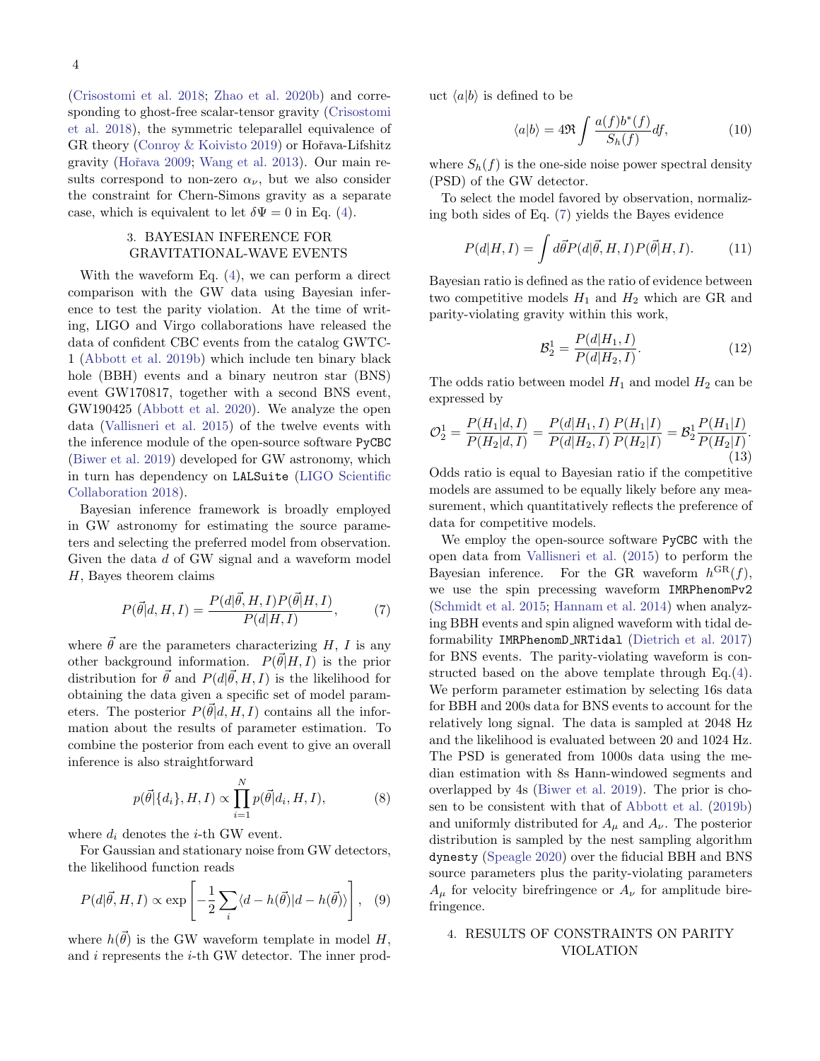(Crisostomi et al. 2018; Zhao et al. 2020b) and corresponding to ghost-free scalar-tensor gravity (Crisostomi et al. 2018), the symmetric teleparallel equivalence of GR theory (Conroy & Koivisto 2019) or Hořava-Lifshitz gravity (Hořava 2009; Wang et al. 2013). Our main results correspond to non-zero $\alpha_\nu$, but we also consider the constraint for Chern-Simons gravity as a separate case, which is equivalent to let $\delta\Psi = 0$ in Eq. (4).

## 3. BAYESIAN INFERENCE FOR GRAVITATIONAL-WAVE EVENTS

With the waveform Eq. (4), we can perform a direct comparison with the GW data using Bayesian inference to test the parity violation. At the time of writing, LIGO and Virgo collaborations have released the data of confident CBC events from the catalog GWTC-1 (Abbott et al. 2019b) which include ten binary black hole (BBH) events and a binary neutron star (BNS) event GW170817, together with a second BNS event, GW190425 (Abbott et al. 2020). We analyze the open data (Vallisneri et al. 2015) of the twelve events with the inference module of the open-source software PyCBC (Biwer et al. 2019) developed for GW astronomy, which in turn has dependency on LALSuite (LIGO Scientific Collaboration 2018).

Bayesian inference framework is broadly employed in GW astronomy for estimating the source parameters and selecting the preferred model from observation. Given the data $d$ of GW signal and a waveform model $H$, Bayes theorem claims

$$P(\vec{\theta}|d, H, I) = \frac{P(d|\vec{\theta}, H, I)P(\vec{\theta}|H, I)}{P(d|H, I)}, \tag{7}$$

where $\vec{\theta}$ are the parameters characterizing $H$, $I$ is any other background information. $P(\vec{\theta}|H, I)$ is the prior distribution for $\vec{\theta}$ and $P(d|\vec{\theta}, H, I)$ is the likelihood for obtaining the data given a specific set of model parameters. The posterior $P(\vec{\theta}|d, H, I)$ contains all the information about the results of parameter estimation. To combine the posterior from each event to give an overall inference is also straightforward

$$p(\vec{\theta}|\{d_i\}, H, I) \propto \prod_{i=1}^{N} p(\vec{\theta}|d_i, H, I), \tag{8}$$

where $d_i$ denotes the $i$-th GW event.

For Gaussian and stationary noise from GW detectors, the likelihood function reads

$$P(d|\vec{\theta}, H, I) \propto \exp\left[-\frac{1}{2}\sum_i \langle d - h(\vec{\theta})|d - h(\vec{\theta})\rangle\right], \tag{9}$$

where $h(\vec{\theta})$ is the GW waveform template in model $H$, and $i$ represents the $i$-th GW detector. The inner product $\langle a|b\rangle$ is defined to be

$$\langle a|b\rangle = 4\Re \int \frac{a(f)b^*(f)}{S_h(f)}df, \tag{10}$$

where $S_h(f)$ is the one-side noise power spectral density (PSD) of the GW detector.

To select the model favored by observation, normalizing both sides of Eq. (7) yields the Bayes evidence

$$P(d|H, I) = \int d\vec{\theta} P(d|\vec{\theta}, H, I)P(\vec{\theta}|H, I). \tag{11}$$

Bayesian ratio is defined as the ratio of evidence between two competitive models $H_1$ and $H_2$ which are GR and parity-violating gravity within this work,

$$\mathcal{B}_2^1 = \frac{P(d|H_1, I)}{P(d|H_2, I)}. \tag{12}$$

The odds ratio between model $H_1$ and model $H_2$ can be expressed by

$$\mathcal{O}_2^1 = \frac{P(H_1|d, I)}{P(H_2|d, I)} = \frac{P(d|H_1, I)}{P(d|H_2, I)}\frac{P(H_1|I)}{P(H_2|I)} = \mathcal{B}_2^1\frac{P(H_1|I)}{P(H_2|I)}. \tag{13}$$

Odds ratio is equal to Bayesian ratio if the competitive models are assumed to be equally likely before any measurement, which quantitatively reflects the preference of data for competitive models.

We employ the open-source software PyCBC with the open data from Vallisneri et al. (2015) to perform the Bayesian inference. For the GR waveform $h^{\rm GR}(f)$, we use the spin precessing waveform IMRPhenomPv2 (Schmidt et al. 2015; Hannam et al. 2014) when analyzing BBH events and spin aligned waveform with tidal deformability IMRPhenomD_NRTidal (Dietrich et al. 2017) for BNS events. The parity-violating waveform is constructed based on the above template through Eq.(4). We perform parameter estimation by selecting 16s data for BBH and 200s data for BNS events to account for the relatively long signal. The data is sampled at 2048 Hz and the likelihood is evaluated between 20 and 1024 Hz. The PSD is generated from 1000s data using the median estimation with 8s Hann-windowed segments and overlapped by 4s (Biwer et al. 2019). The prior is chosen to be consistent with that of Abbott et al. (2019b) and uniformly distributed for $A_\mu$ and $A_\nu$. The posterior distribution is sampled by the nest sampling algorithm dynesty (Speagle 2020) over the fiducial BBH and BNS source parameters plus the parity-violating parameters $A_\mu$ for velocity birefringence or $A_\nu$ for amplitude birefringence.

## 4. RESULTS OF CONSTRAINTS ON PARITY VIOLATION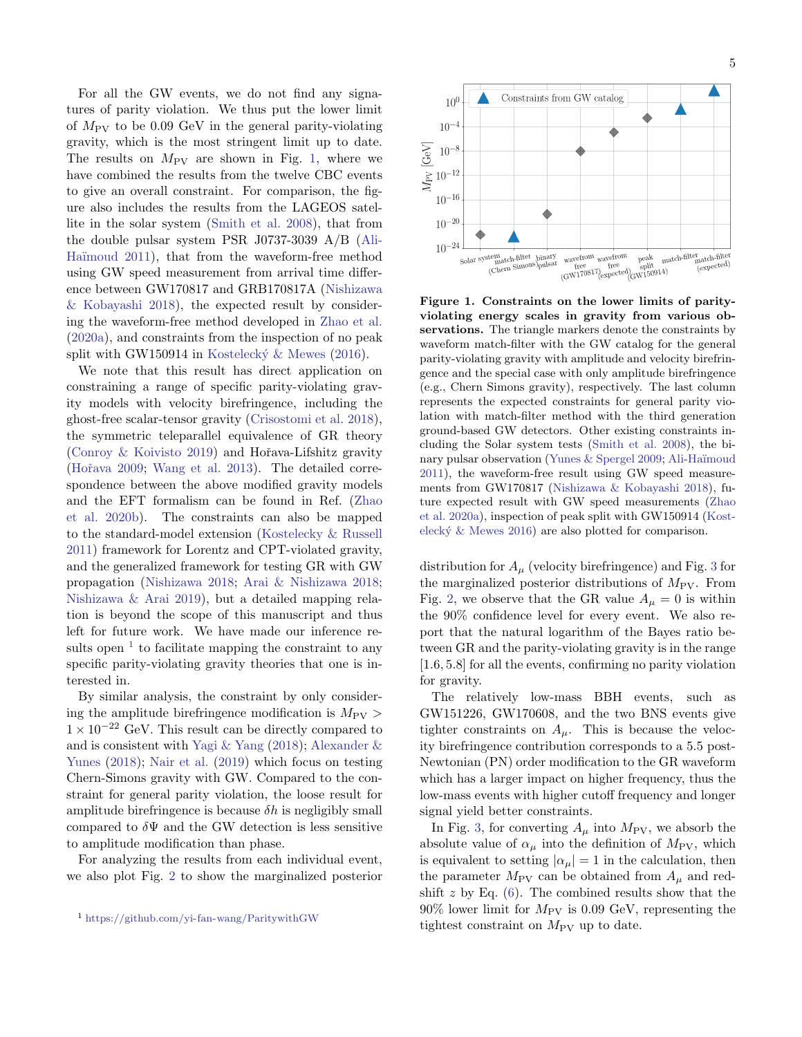For all the GW events, we do not find any signatures of parity violation. We thus put the lower limit of $M_{\rm PV}$ to be 0.09 GeV in the general parity-violating gravity, which is the most stringent limit up to date. The results on $M_{\rm PV}$ are shown in Fig. 1, where we have combined the results from the twelve CBC events to give an overall constraint. For comparison, the figure also includes the results from the LAGEOS satellite in the solar system (Smith et al. 2008), that from the double pulsar system PSR J0737-3039 A/B (Ali-Haïmoud 2011), that from the waveform-free method using GW speed measurement from arrival time difference between GW170817 and GRB170817A (Nishizawa & Kobayashi 2018), the expected result by considering the waveform-free method developed in Zhao et al. (2020a), and constraints from the inspection of no peak split with GW150914 in Kostelecký & Mewes (2016).

We note that this result has direct application on constraining a range of specific parity-violating gravity models with velocity birefringence, including the ghost-free scalar-tensor gravity (Crisostomi et al. 2018), the symmetric teleparallel equivalence of GR theory (Conroy & Koivisto 2019) and Hořava-Lifshitz gravity (Hořava 2009; Wang et al. 2013). The detailed correspondence between the above modified gravity models and the EFT formalism can be found in Ref. (Zhao et al. 2020b). The constraints can also be mapped to the standard-model extension (Kostelecky & Russell 2011) framework for Lorentz and CPT-violated gravity, and the generalized framework for testing GR with GW propagation (Nishizawa 2018; Arai & Nishizawa 2018; Nishizawa & Arai 2019), but a detailed mapping relation is beyond the scope of this manuscript and thus left for future work. We have made our inference results open [1] to facilitate mapping the constraint to any specific parity-violating gravity theories that one is interested in.

By similar analysis, the constraint by only considering the amplitude birefringence modification is $M_{\rm PV} > 1 \times 10^{-22}$ GeV. This result can be directly compared to and is consistent with Yagi & Yang (2018); Alexander & Yunes (2018); Nair et al. (2019) which focus on testing Chern-Simons gravity with GW. Compared to the constraint for general parity violation, the loose result for amplitude birefringence is because $\delta h$ is negligibly small compared to $\delta\Psi$ and the GW detection is less sensitive to amplitude modification than phase.

For analyzing the results from each individual event, we also plot Fig. 2 to show the marginalized posterior distribution for $A_\mu$ (velocity birefringence) and Fig. 3 for the marginalized posterior distributions of $M_{\rm PV}$. From Fig. 2, we observe that the GR value $A_\mu = 0$ is within the 90% confidence level for every event. We also report that the natural logarithm of the Bayes ratio between GR and the parity-violating gravity is in the range $[1.6, 5.8]$ for all the events, confirming no parity violation for gravity.

The relatively low-mass BBH events, such as GW151226, GW170608, and the two BNS events give tighter constraints on $A_\mu$. This is because the velocity birefringence contribution corresponds to a 5.5 post-Newtonian (PN) order modification to the GR waveform which has a larger impact on higher frequency, thus the low-mass events with higher cutoff frequency and longer signal yield better constraints.

In Fig. 3, for converting $A_\mu$ into $M_{\rm PV}$, we absorb the absolute value of $\alpha_\mu$ into the definition of $M_{\rm PV}$, which is equivalent to setting $|\alpha_\mu| = 1$ in the calculation, then the parameter $M_{\rm PV}$ can be obtained from $A_\mu$ and redshift $z$ by Eq. (6). The combined results show that the 90% lower limit for $M_{\rm PV}$ is 0.09 GeV, representing the tightest constraint on $M_{\rm PV}$ up to date.

[1] https://github.com/yi-fan-wang/ParitywithGW

**Figure 1. Constraints on the lower limits of parity-violating energy scales in gravity from various observations.** The triangle markers denote the constraints by waveform match-filter with the GW catalog for the general parity-violating gravity with amplitude and velocity birefringence and the special case with only amplitude birefringence (e.g., Chern Simons gravity), respectively. The last column represents the expected constraints for general parity violation with match-filter method with the third generation ground-based GW detectors. Other existing constraints including the Solar system tests (Smith et al. 2008), the binary pulsar observation (Yunes & Spergel 2009; Ali-Haïmoud 2011), the waveform-free result using GW speed measurements from GW170817 (Nishizawa & Kobayashi 2018), future expected result with GW speed measurements (Zhao et al. 2020a), inspection of peak split with GW150914 (Kostelecký & Mewes 2016) are also plotted for comparison.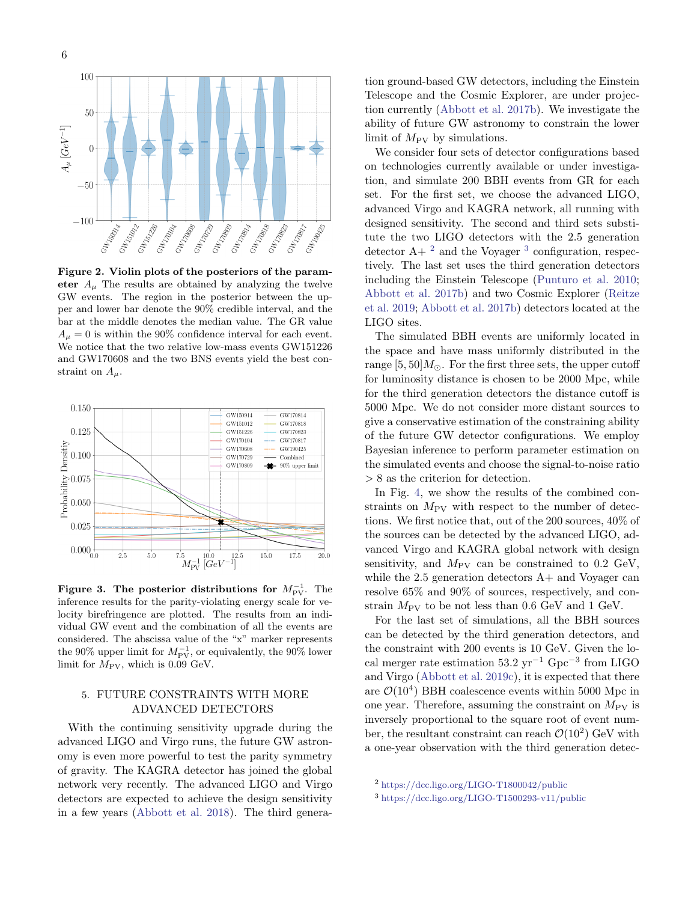**Figure 2. Violin plots of the posteriors of the parameter** $A_\mu$ The results are obtained by analyzing the twelve GW events. The region in the posterior between the upper and lower bar denote the 90% credible interval, and the bar at the middle denotes the median value. The GR value $A_\mu = 0$ is within the 90% confidence interval for each event. We notice that the two relative low-mass events GW151226 and GW170608 and the two BNS events yield the best constraint on $A_\mu$.

**Figure 3. The posterior distributions for** $M_{\rm PV}^{-1}$. The inference results for the parity-violating energy scale for velocity birefringence are plotted. The results from an individual GW event and the combination of all the events are considered. The abscissa value of the "x" marker represents the 90% upper limit for $M_{\rm PV}^{-1}$, or equivalently, the 90% lower limit for $M_{\rm PV}$, which is 0.09 GeV.

## 5. FUTURE CONSTRAINTS WITH MORE ADVANCED DETECTORS

With the continuing sensitivity upgrade during the advanced LIGO and Virgo runs, the future GW astronomy is even more powerful to test the parity symmetry of gravity. The KAGRA detector has joined the global network very recently. The advanced LIGO and Virgo detectors are expected to achieve the design sensitivity in a few years (Abbott et al. 2018). The third generation ground-based GW detectors, including the Einstein Telescope and the Cosmic Explorer, are under projection currently (Abbott et al. 2017b). We investigate the ability of future GW astronomy to constrain the lower limit of $M_{\rm PV}$ by simulations.

We consider four sets of detector configurations based on technologies currently available or under investigation, and simulate 200 BBH events from GR for each set. For the first set, we choose the advanced LIGO, advanced Virgo and KAGRA network, all running with designed sensitivity. The second and third sets substitute the two LIGO detectors with the 2.5 generation detector A+ [2] and the Voyager [3] configuration, respectively. The last set uses the third generation detectors including the Einstein Telescope (Punturo et al. 2010; Abbott et al. 2017b) and two Cosmic Explorer (Reitze et al. 2019; Abbott et al. 2017b) detectors located at the LIGO sites.

The simulated BBH events are uniformly located in the space and have mass uniformly distributed in the range $[5, 50]M_\odot$. For the first three sets, the upper cutoff for luminosity distance is chosen to be 2000 Mpc, while for the third generation detectors the distance cutoff is 5000 Mpc. We do not consider more distant sources to give a conservative estimation of the constraining ability of the future GW detector configurations. We employ Bayesian inference to perform parameter estimation on the simulated events and choose the signal-to-noise ratio $> 8$ as the criterion for detection.

In Fig. 4, we show the results of the combined constraints on $M_{\rm PV}$ with respect to the number of detections. We first notice that, out of the 200 sources, 40% of the sources can be detected by the advanced LIGO, advanced Virgo and KAGRA global network with design sensitivity, and $M_{\rm PV}$ can be constrained to 0.2 GeV, while the 2.5 generation detectors A+ and Voyager can resolve 65% and 90% of sources, respectively, and constrain $M_{\rm PV}$ to be not less than 0.6 GeV and 1 GeV.

For the last set of simulations, all the BBH sources can be detected by the third generation detectors, and the constraint with 200 events is 10 GeV. Given the local merger rate estimation 53.2 $\rm yr^{-1}\ Gpc^{-3}$ from LIGO and Virgo (Abbott et al. 2019c), it is expected that there are $\mathcal{O}(10^4)$ BBH coalescence events within 5000 Mpc in one year. Therefore, assuming the constraint on $M_{\rm PV}$ is inversely proportional to the square root of event number, the resultant constraint can reach $\mathcal{O}(10^2)$ GeV with a one-year observation with the third generation detec-

[2] https://dcc.ligo.org/LIGO-T1800042/public

[3] https://dcc.ligo.org/LIGO-T1500293-v11/public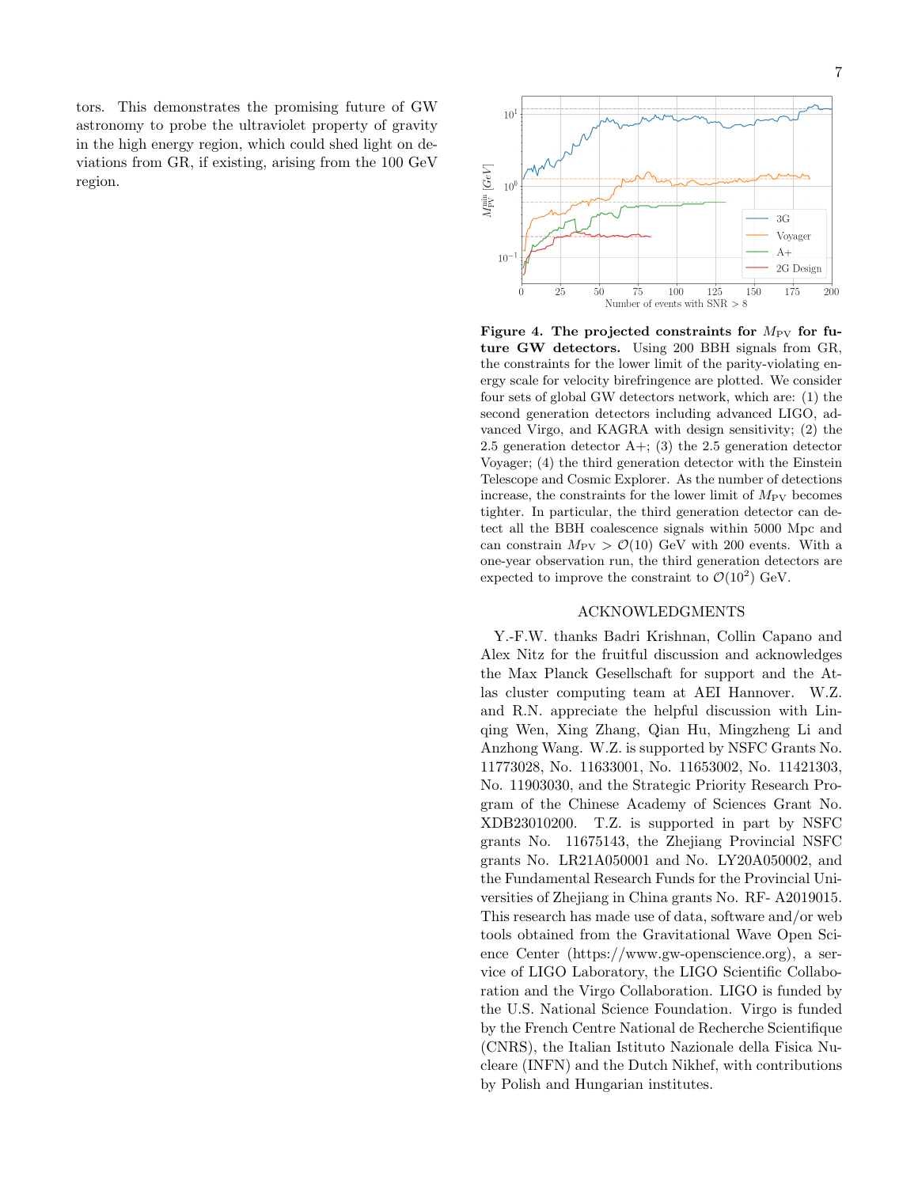tors. This demonstrates the promising future of GW astronomy to probe the ultraviolet property of gravity in the high energy region, which could shed light on deviations from GR, if existing, arising from the 100 GeV region.

**Figure 4. The projected constraints for $M_{\rm PV}$ for future GW detectors.** Using 200 BBH signals from GR, the constraints for the lower limit of the parity-violating energy scale for velocity birefringence are plotted. We consider four sets of global GW detectors network, which are: (1) the second generation detectors including advanced LIGO, advanced Virgo, and KAGRA with design sensitivity; (2) the 2.5 generation detector A+; (3) the 2.5 generation detector Voyager; (4) the third generation detector with the Einstein Telescope and Cosmic Explorer. As the number of detections increase, the constraints for the lower limit of $M_{\rm PV}$ becomes tighter. In particular, the third generation detector can detect all the BBH coalescence signals within 5000 Mpc and can constrain $M_{\rm PV} > \mathcal{O}(10)$ GeV with 200 events. With a one-year observation run, the third generation detectors are expected to improve the constraint to $\mathcal{O}(10^2)$ GeV.

## ACKNOWLEDGMENTS

Y.-F.W. thanks Badri Krishnan, Collin Capano and Alex Nitz for the fruitful discussion and acknowledges the Max Planck Gesellschaft for support and the Atlas cluster computing team at AEI Hannover. W.Z. and R.N. appreciate the helpful discussion with Linqing Wen, Xing Zhang, Qian Hu, Mingzheng Li and Anzhong Wang. W.Z. is supported by NSFC Grants No. 11773028, No. 11633001, No. 11653002, No. 11421303, No. 11903030, and the Strategic Priority Research Program of the Chinese Academy of Sciences Grant No. XDB23010200. T.Z. is supported in part by NSFC grants No. 11675143, the Zhejiang Provincial NSFC grants No. LR21A050001 and No. LY20A050002, and the Fundamental Research Funds for the Provincial Universities of Zhejiang in China grants No. RF- A2019015. This research has made use of data, software and/or web tools obtained from the Gravitational Wave Open Science Center (https://www.gw-openscience.org), a service of LIGO Laboratory, the LIGO Scientific Collaboration and the Virgo Collaboration. LIGO is funded by the U.S. National Science Foundation. Virgo is funded by the French Centre National de Recherche Scientifique (CNRS), the Italian Istituto Nazionale della Fisica Nucleare (INFN) and the Dutch Nikhef, with contributions by Polish and Hungarian institutes.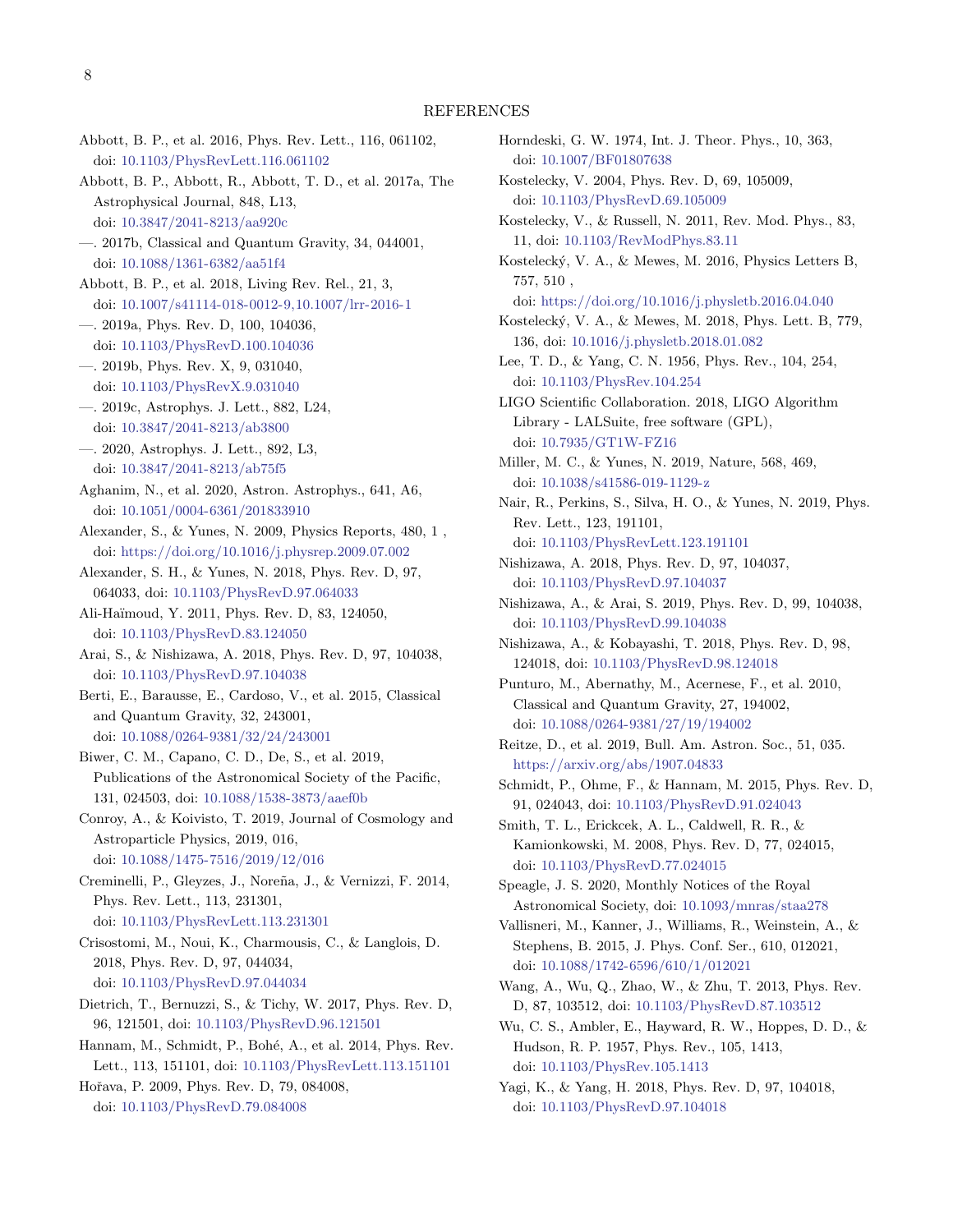## REFERENCES

Abbott, B. P., et al. 2016, Phys. Rev. Lett., 116, 061102, doi: 10.1103/PhysRevLett.116.061102

Abbott, B. P., Abbott, R., Abbott, T. D., et al. 2017a, The Astrophysical Journal, 848, L13, doi: 10.3847/2041-8213/aa920c

—. 2017b, Classical and Quantum Gravity, 34, 044001, doi: 10.1088/1361-6382/aa51f4

Abbott, B. P., et al. 2018, Living Rev. Rel., 21, 3, doi: 10.1007/s41114-018-0012-9,10.1007/lrr-2016-1

—. 2019a, Phys. Rev. D, 100, 104036, doi: 10.1103/PhysRevD.100.104036

—. 2019b, Phys. Rev. X, 9, 031040, doi: 10.1103/PhysRevX.9.031040

—. 2019c, Astrophys. J. Lett., 882, L24, doi: 10.3847/2041-8213/ab3800

—. 2020, Astrophys. J. Lett., 892, L3, doi: 10.3847/2041-8213/ab75f5

Aghanim, N., et al. 2020, Astron. Astrophys., 641, A6, doi: 10.1051/0004-6361/201833910

Alexander, S., & Yunes, N. 2009, Physics Reports, 480, 1 , doi: https://doi.org/10.1016/j.physrep.2009.07.002

Alexander, S. H., & Yunes, N. 2018, Phys. Rev. D, 97, 064033, doi: 10.1103/PhysRevD.97.064033

Ali-Haïmoud, Y. 2011, Phys. Rev. D, 83, 124050, doi: 10.1103/PhysRevD.83.124050

Arai, S., & Nishizawa, A. 2018, Phys. Rev. D, 97, 104038, doi: 10.1103/PhysRevD.97.104038

Berti, E., Barausse, E., Cardoso, V., et al. 2015, Classical and Quantum Gravity, 32, 243001, doi: 10.1088/0264-9381/32/24/243001

Biwer, C. M., Capano, C. D., De, S., et al. 2019, Publications of the Astronomical Society of the Pacific, 131, 024503, doi: 10.1088/1538-3873/aaef0b

Conroy, A., & Koivisto, T. 2019, Journal of Cosmology and Astroparticle Physics, 2019, 016, doi: 10.1088/1475-7516/2019/12/016

Creminelli, P., Gleyzes, J., Noreña, J., & Vernizzi, F. 2014, Phys. Rev. Lett., 113, 231301, doi: 10.1103/PhysRevLett.113.231301

Crisostomi, M., Noui, K., Charmousis, C., & Langlois, D. 2018, Phys. Rev. D, 97, 044034, doi: 10.1103/PhysRevD.97.044034

Dietrich, T., Bernuzzi, S., & Tichy, W. 2017, Phys. Rev. D, 96, 121501, doi: 10.1103/PhysRevD.96.121501

Hannam, M., Schmidt, P., Bohé, A., et al. 2014, Phys. Rev. Lett., 113, 151101, doi: 10.1103/PhysRevLett.113.151101

Hořava, P. 2009, Phys. Rev. D, 79, 084008, doi: 10.1103/PhysRevD.79.084008

Horndeski, G. W. 1974, Int. J. Theor. Phys., 10, 363, doi: 10.1007/BF01807638

Kostelecky, V. 2004, Phys. Rev. D, 69, 105009, doi: 10.1103/PhysRevD.69.105009

Kostelecky, V., & Russell, N. 2011, Rev. Mod. Phys., 83, 11, doi: 10.1103/RevModPhys.83.11

Kostelecký, V. A., & Mewes, M. 2016, Physics Letters B, 757, 510 , doi: https://doi.org/10.1016/j.physletb.2016.04.040

Kostelecký, V. A., & Mewes, M. 2018, Phys. Lett. B, 779, 136, doi: 10.1016/j.physletb.2018.01.082

Lee, T. D., & Yang, C. N. 1956, Phys. Rev., 104, 254, doi: 10.1103/PhysRev.104.254

LIGO Scientific Collaboration. 2018, LIGO Algorithm Library - LALSuite, free software (GPL), doi: 10.7935/GT1W-FZ16

Miller, M. C., & Yunes, N. 2019, Nature, 568, 469, doi: 10.1038/s41586-019-1129-z

Nair, R., Perkins, S., Silva, H. O., & Yunes, N. 2019, Phys. Rev. Lett., 123, 191101, doi: 10.1103/PhysRevLett.123.191101

Nishizawa, A. 2018, Phys. Rev. D, 97, 104037, doi: 10.1103/PhysRevD.97.104037

Nishizawa, A., & Arai, S. 2019, Phys. Rev. D, 99, 104038, doi: 10.1103/PhysRevD.99.104038

Nishizawa, A., & Kobayashi, T. 2018, Phys. Rev. D, 98, 124018, doi: 10.1103/PhysRevD.98.124018

Punturo, M., Abernathy, M., Acernese, F., et al. 2010, Classical and Quantum Gravity, 27, 194002, doi: 10.1088/0264-9381/27/19/194002

Reitze, D., et al. 2019, Bull. Am. Astron. Soc., 51, 035. https://arxiv.org/abs/1907.04833

Schmidt, P., Ohme, F., & Hannam, M. 2015, Phys. Rev. D, 91, 024043, doi: 10.1103/PhysRevD.91.024043

Smith, T. L., Erickcek, A. L., Caldwell, R. R., & Kamionkowski, M. 2008, Phys. Rev. D, 77, 024015, doi: 10.1103/PhysRevD.77.024015

Speagle, J. S. 2020, Monthly Notices of the Royal Astronomical Society, doi: 10.1093/mnras/staa278

Vallisneri, M., Kanner, J., Williams, R., Weinstein, A., & Stephens, B. 2015, J. Phys. Conf. Ser., 610, 012021, doi: 10.1088/1742-6596/610/1/012021

Wang, A., Wu, Q., Zhao, W., & Zhu, T. 2013, Phys. Rev. D, 87, 103512, doi: 10.1103/PhysRevD.87.103512

Wu, C. S., Ambler, E., Hayward, R. W., Hoppes, D. D., & Hudson, R. P. 1957, Phys. Rev., 105, 1413, doi: 10.1103/PhysRev.105.1413

Yagi, K., & Yang, H. 2018, Phys. Rev. D, 97, 104018, doi: 10.1103/PhysRevD.97.104018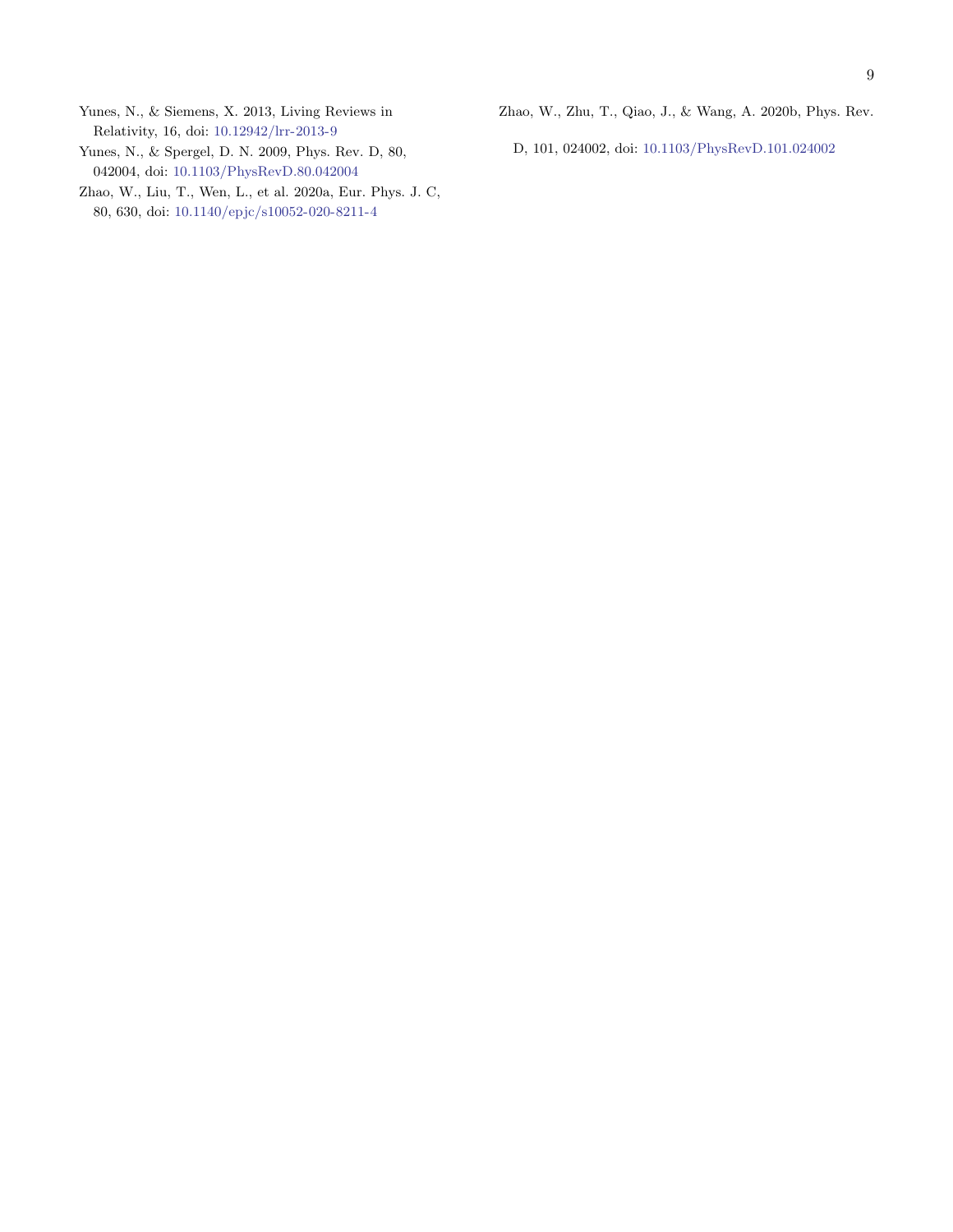Yunes, N., & Siemens, X. 2013, Living Reviews in Relativity, 16, doi: 10.12942/lrr-2013-9

Yunes, N., & Spergel, D. N. 2009, Phys. Rev. D, 80, 042004, doi: 10.1103/PhysRevD.80.042004

Zhao, W., Liu, T., Wen, L., et al. 2020a, Eur. Phys. J. C, 80, 630, doi: 10.1140/epjc/s10052-020-8211-4

Zhao, W., Zhu, T., Qiao, J., & Wang, A. 2020b, Phys. Rev. D, 101, 024002, doi: 10.1103/PhysRevD.101.024002